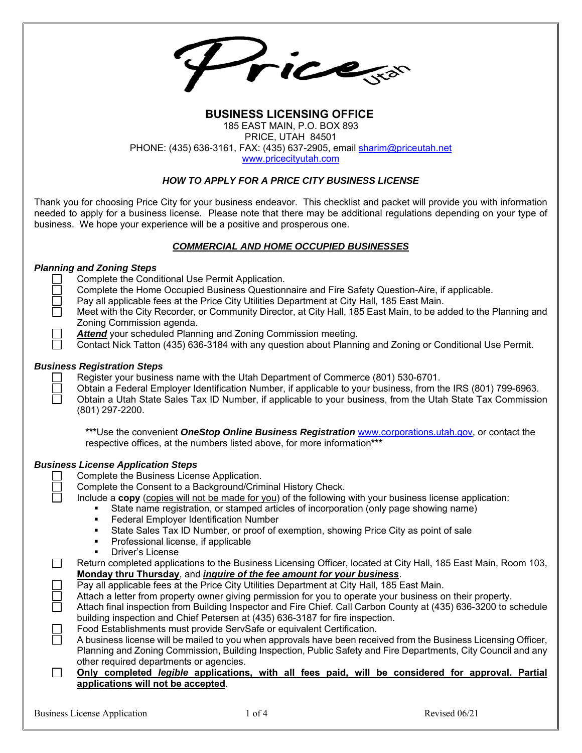# BUSINESS LICENSING OFFICE

185 EAST MAIN, P.O. BOX 893
PRICE, UTAH 84501
PHONE: (435) 636-3161, FAX: (435) 637-2905, email sharim@priceutah.net
www.pricecityutah.com

## *HOW TO APPLY FOR A PRICE CITY BUSINESS LICENSE*

Thank you for choosing Price City for your business endeavor. This checklist and packet will provide you with information needed to apply for a business license. Please note that there may be additional regulations depending on your type of business. We hope your experience will be a positive and prosperous one.

## ***COMMERCIAL AND HOME OCCUPIED BUSINESSES***

### *Planning and Zoning Steps*

- [ ] Complete the Conditional Use Permit Application.
- [ ] Complete the Home Occupied Business Questionnaire and Fire Safety Question-Aire, if applicable.
- [ ] Pay all applicable fees at the Price City Utilities Department at City Hall, 185 East Main.
- [ ] Meet with the City Recorder, or Community Director, at City Hall, 185 East Main, to be added to the Planning and Zoning Commission agenda.
- [ ] ***Attend*** your scheduled Planning and Zoning Commission meeting.
- [ ] Contact Nick Tatton (435) 636-3184 with any question about Planning and Zoning or Conditional Use Permit.

### *Business Registration Steps*

- [ ] Register your business name with the Utah Department of Commerce (801) 530-6701.
- [ ] Obtain a Federal Employer Identification Number, if applicable to your business, from the IRS (801) 799-6963.
- [ ] Obtain a Utah State Sales Tax ID Number, if applicable to your business, from the Utah State Tax Commission (801) 297-2200.

***Use the convenient ***OneStop Online Business Registration*** www.corporations.utah.gov, or contact the respective offices, at the numbers listed above, for more information***

### *Business License Application Steps*

- [ ] Complete the Business License Application.
- [ ] Complete the Consent to a Background/Criminal History Check.
- [ ] Include a **copy** (copies will not be made for you) of the following with your business license application:
  - State name registration, or stamped articles of incorporation (only page showing name)
  - Federal Employer Identification Number
  - State Sales Tax ID Number, or proof of exemption, showing Price City as point of sale
  - Professional license, if applicable
  - Driver's License
- [ ] Return completed applications to the Business Licensing Officer, located at City Hall, 185 East Main, Room 103, **Monday thru Thursday**, and ***inquire of the fee amount for your business***.
- [ ] Pay all applicable fees at the Price City Utilities Department at City Hall, 185 East Main.
- [ ] Attach a letter from property owner giving permission for you to operate your business on their property.
- [ ] Attach final inspection from Building Inspector and Fire Chief. Call Carbon County at (435) 636-3200 to schedule building inspection and Chief Petersen at (435) 636-3187 for fire inspection.
- [ ] Food Establishments must provide ServSafe or equivalent Certification.
- [ ] A business license will be mailed to you when approvals have been received from the Business Licensing Officer, Planning and Zoning Commission, Building Inspection, Public Safety and Fire Departments, City Council and any other required departments or agencies.
- [ ] **Only completed *legible* applications, with all fees paid, will be considered for approval. Partial applications will not be accepted**.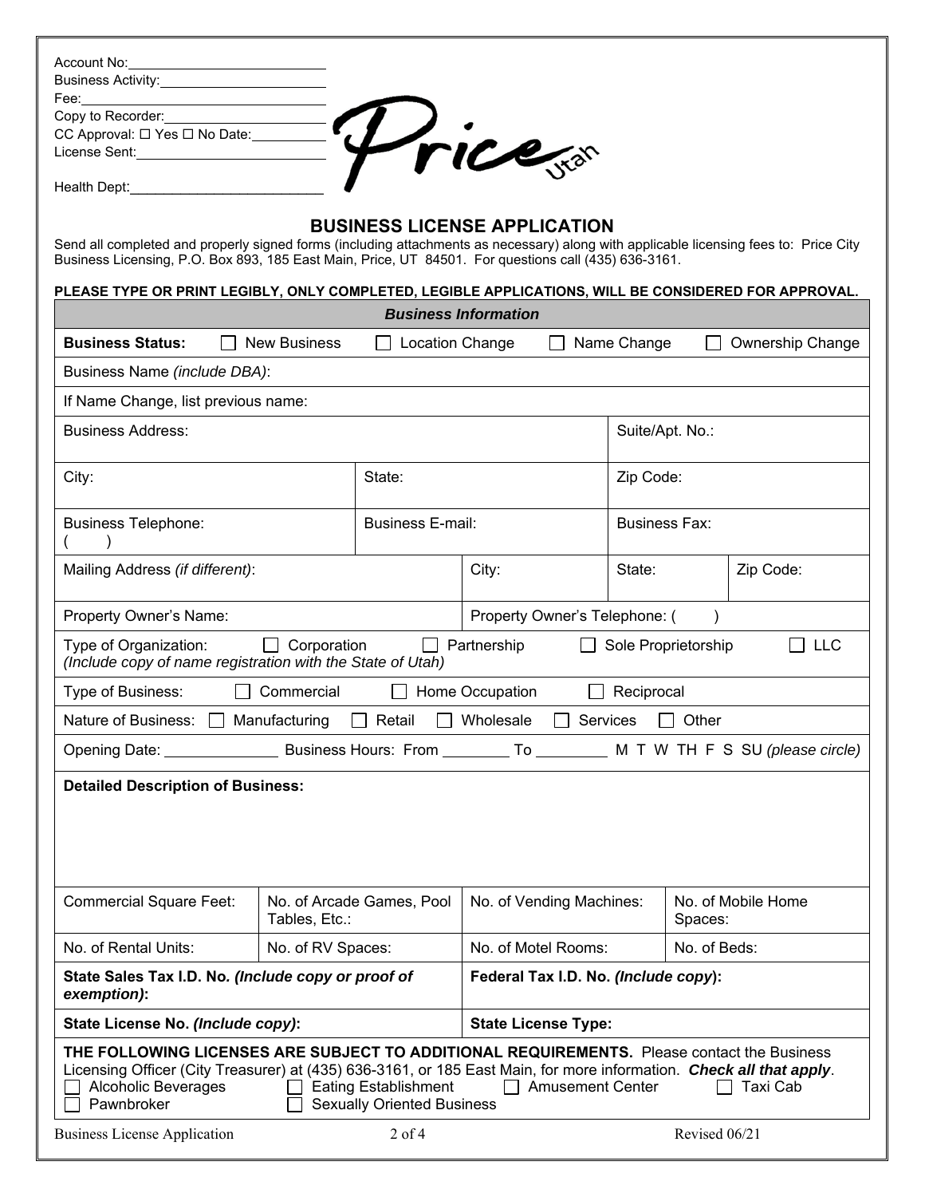Account No:\_\_\_\_\_\_\_\_\_\_\_\_\_\_\_\_\_\_\_\_\_\_\_\_\_\_
Business Activity:\_\_\_\_\_\_\_\_\_\_\_\_\_\_\_\_\_\_\_\_\_\_
Fee:\_\_\_\_\_\_\_\_\_\_\_\_\_\_\_\_\_\_\_\_\_\_\_\_\_\_\_\_\_\_\_\_\_\_
Copy to Recorder:\_\_\_\_\_\_\_\_\_\_\_\_\_\_\_\_\_\_\_\_
CC Approval: ☐ Yes ☐ No Date:\_\_\_\_\_\_\_\_\_\_
License Sent:\_\_\_\_\_\_\_\_\_\_\_\_\_\_\_\_\_\_\_\_\_\_\_\_\_

Health Dept:\_\_\_\_\_\_\_\_\_\_\_\_\_\_\_\_\_\_\_\_\_\_\_\_\_\_

Price Utah

# BUSINESS LICENSE APPLICATION

Send all completed and properly signed forms (including attachments as necessary) along with applicable licensing fees to: Price City Business Licensing, P.O. Box 893, 185 East Main, Price, UT 84501. For questions call (435) 636-3161.

**PLEASE TYPE OR PRINT LEGIBLY, ONLY COMPLETED, LEGIBLE APPLICATIONS, WILL BE CONSIDERED FOR APPROVAL.**

***Business Information***

**Business Status:** ☐ New Business ☐ Location Change ☐ Name Change ☐ Ownership Change

Business Name *(include DBA)*:

If Name Change, list previous name:

| Business Address: | | Suite/Apt. No.: |
|---|---|---|
| City: | State: | Zip Code: |
| Business Telephone: ( ) | Business E-mail: | Business Fax: |

| Mailing Address *(if different)*: | City: | State: | Zip Code: |
|---|---|---|---|

| Property Owner's Name: | Property Owner's Telephone: ( ) |
|---|---|

Type of Organization: ☐ Corporation ☐ Partnership ☐ Sole Proprietorship ☐ LLC
*(Include copy of name registration with the State of Utah)*

Type of Business: ☐ Commercial ☐ Home Occupation ☐ Reciprocal

Nature of Business: ☐ Manufacturing ☐ Retail ☐ Wholesale ☐ Services ☐ Other

Opening Date: \_\_\_\_\_\_\_\_\_\_\_\_\_\_ Business Hours: From \_\_\_\_\_\_\_\_ To \_\_\_\_\_\_\_\_\_ M T W TH F S SU *(please circle)*

**Detailed Description of Business:**

| Commercial Square Feet: | No. of Arcade Games, Pool Tables, Etc.: | No. of Vending Machines: | No. of Mobile Home Spaces: |
|---|---|---|---|
| No. of Rental Units: | No. of RV Spaces: | No. of Motel Rooms: | No. of Beds: |

| **State Sales Tax I.D. No. *(Include copy or proof of exemption)*:** | **Federal Tax I.D. No. *(Include copy)*:** |
|---|---|
| **State License No. *(Include copy)*:** | **State License Type:** |

**THE FOLLOWING LICENSES ARE SUBJECT TO ADDITIONAL REQUIREMENTS.** Please contact the Business Licensing Officer (City Treasurer) at (435) 636-3161, or 185 East Main, for more information. ***Check all that apply***.

☐ Alcoholic Beverages ☐ Eating Establishment ☐ Amusement Center ☐ Taxi Cab
☐ Pawnbroker ☐ Sexually Oriented Business

Business License Application Revised 06/21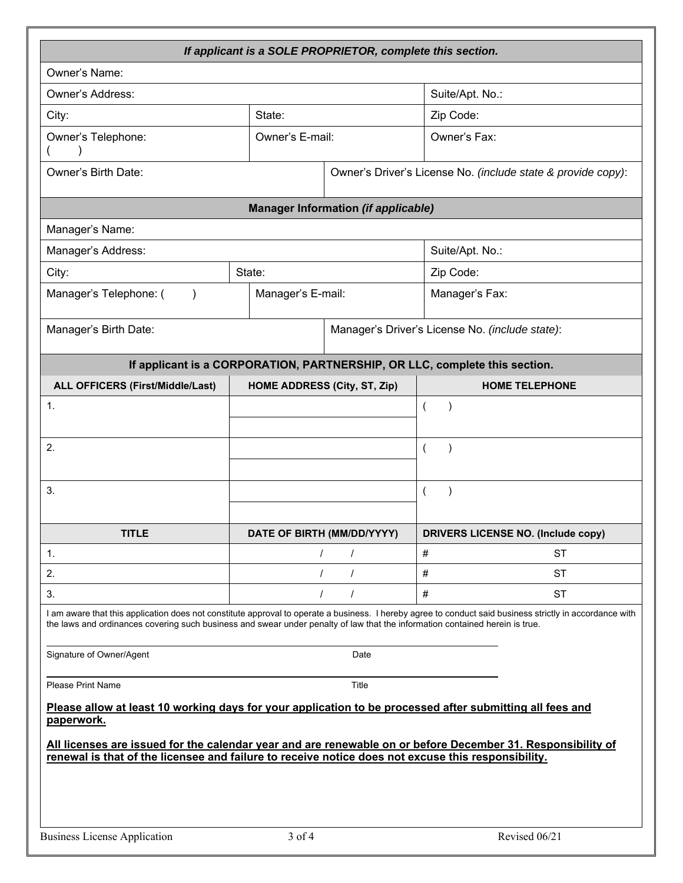| *If applicant is a SOLE PROPRIETOR, complete this section.* | | |
|---|---|---|
| Owner's Name: | | |
| Owner's Address: | | Suite/Apt. No.: |
| City: | State: | Zip Code: |
| Owner's Telephone: ( ) | Owner's E-mail: | Owner's Fax: |
| Owner's Birth Date: | Owner's Driver's License No. *(include state & provide copy)*: | |

| **Manager Information *(if applicable)*** | | |
|---|---|---|
| Manager's Name: | | |
| Manager's Address: | | Suite/Apt. No.: |
| City: | State: | Zip Code: |
| Manager's Telephone: ( ) | Manager's E-mail: | Manager's Fax: |
| Manager's Birth Date: | Manager's Driver's License No. *(include state)*: | |

**If applicant is a CORPORATION, PARTNERSHIP, OR LLC, complete this section.**

| ALL OFFICERS (First/Middle/Last) | HOME ADDRESS (City, ST, Zip) | HOME TELEPHONE |
|---|---|---|
| 1. | | ( ) |
| 2. | | ( ) |
| 3. | | ( ) |

| TITLE | DATE OF BIRTH (MM/DD/YYYY) | DRIVERS LICENSE NO. (Include copy) |
|---|---|---|
| 1. | / / | # ST |
| 2. | / / | # ST |
| 3. | / / | # ST |

I am aware that this application does not constitute approval to operate a business. I hereby agree to conduct said business strictly in accordance with the laws and ordinances covering such business and swear under penalty of law that the information contained herein is true.

Signature of Owner/Agent ____________________ Date ____________

Please Print Name ____________________ Title ____________

**Please allow at least 10 working days for your application to be processed after submitting all fees and paperwork.**

**All licenses are issued for the calendar year and are renewable on or before December 31. Responsibility of renewal is that of the licensee and failure to receive notice does not excuse this responsibility.**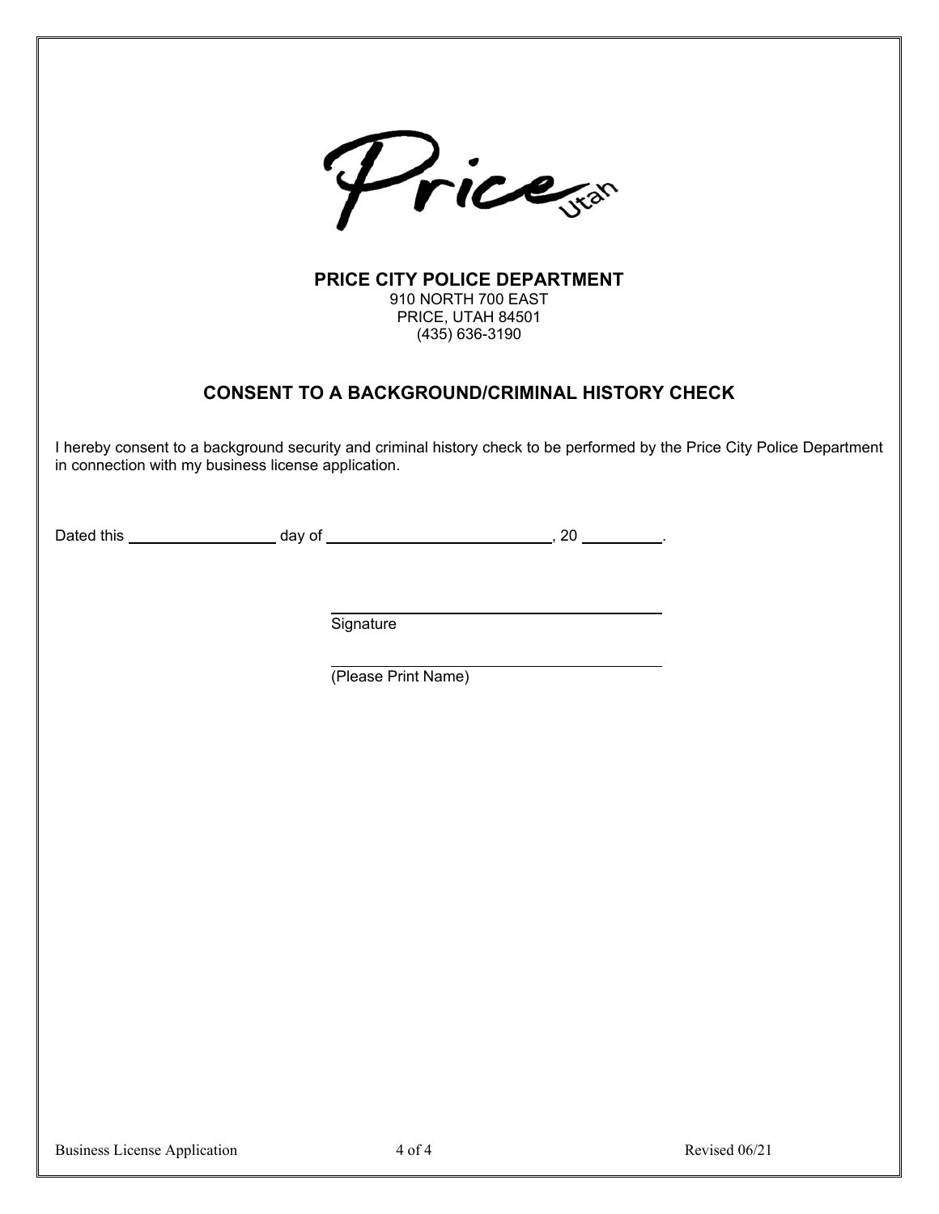Price Utah

**PRICE CITY POLICE DEPARTMENT**
910 NORTH 700 EAST
PRICE, UTAH 84501
(435) 636-3190

## CONSENT TO A BACKGROUND/CRIMINAL HISTORY CHECK

I hereby consent to a background security and criminal history check to be performed by the Price City Police Department in connection with my business license application.

Dated this ________________ day of ________________________, 20 ________.

______________________________________
Signature

______________________________________
(Please Print Name)